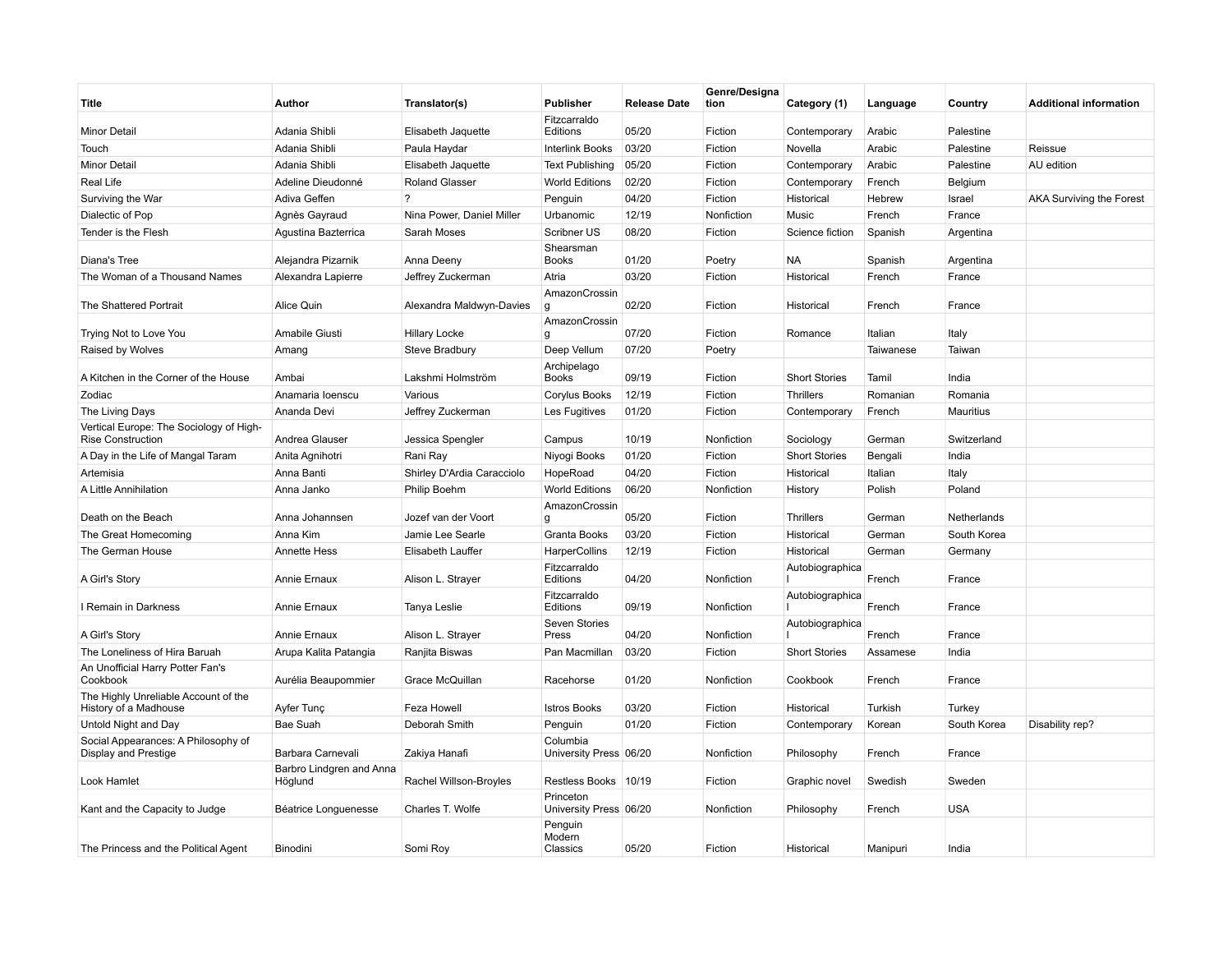| Title | Author | Translator(s) | Publisher | Release Date | Genre/Designation | Category (1) | Language | Country | Additional information |
|---|---|---|---|---|---|---|---|---|---|
| Minor Detail | Adania Shibli | Elisabeth Jaquette | Fitzcarraldo Editions | 05/20 | Fiction | Contemporary | Arabic | Palestine | |
| Touch | Adania Shibli | Paula Haydar | Interlink Books | 03/20 | Fiction | Novella | Arabic | Palestine | Reissue |
| Minor Detail | Adania Shibli | Elisabeth Jaquette | Text Publishing | 05/20 | Fiction | Contemporary | Arabic | Palestine | AU edition |
| Real Life | Adeline Dieudonné | Roland Glasser | World Editions | 02/20 | Fiction | Contemporary | French | Belgium | |
| Surviving the War | Adiva Geffen | ? | Penguin | 04/20 | Fiction | Historical | Hebrew | Israel | AKA Surviving the Forest |
| Dialectic of Pop | Agnès Gayraud | Nina Power, Daniel Miller | Urbanomic | 12/19 | Nonfiction | Music | French | France | |
| Tender is the Flesh | Agustina Bazterrica | Sarah Moses | Scribner US | 08/20 | Fiction | Science fiction | Spanish | Argentina | |
| Diana's Tree | Alejandra Pizarnik | Anna Deeny | Shearsman Books | 01/20 | Poetry | NA | Spanish | Argentina | |
| The Woman of a Thousand Names | Alexandra Lapierre | Jeffrey Zuckerman | Atria | 03/20 | Fiction | Historical | French | France | |
| The Shattered Portrait | Alice Quin | Alexandra Maldwyn-Davies | AmazonCrossing | 02/20 | Fiction | Historical | French | France | |
| Trying Not to Love You | Amabile Giusti | Hillary Locke | AmazonCrossing | 07/20 | Fiction | Romance | Italian | Italy | |
| Raised by Wolves | Amang | Steve Bradbury | Deep Vellum | 07/20 | Poetry | | Taiwanese | Taiwan | |
| A Kitchen in the Corner of the House | Ambai | Lakshmi Holmström | Archipelago Books | 09/19 | Fiction | Short Stories | Tamil | India | |
| Zodiac | Anamaria Ioenscu | Various | Corylus Books | 12/19 | Fiction | Thrillers | Romanian | Romania | |
| The Living Days | Ananda Devi | Jeffrey Zuckerman | Les Fugitives | 01/20 | Fiction | Contemporary | French | Mauritius | |
| Vertical Europe: The Sociology of High-Rise Construction | Andrea Glauser | Jessica Spengler | Campus | 10/19 | Nonfiction | Sociology | German | Switzerland | |
| A Day in the Life of Mangal Taram | Anita Agnihotri | Rani Ray | Niyogi Books | 01/20 | Fiction | Short Stories | Bengali | India | |
| Artemisia | Anna Banti | Shirley D'Ardia Caracciolo | HopeRoad | 04/20 | Fiction | Historical | Italian | Italy | |
| A Little Annihilation | Anna Janko | Philip Boehm | World Editions | 06/20 | Nonfiction | History | Polish | Poland | |
| Death on the Beach | Anna Johannsen | Jozef van der Voort | AmazonCrossing | 05/20 | Fiction | Thrillers | German | Netherlands | |
| The Great Homecoming | Anna Kim | Jamie Lee Searle | Granta Books | 03/20 | Fiction | Historical | German | South Korea | |
| The German House | Annette Hess | Elisabeth Lauffer | HarperCollins | 12/19 | Fiction | Historical | German | Germany | |
| A Girl's Story | Annie Ernaux | Alison L. Strayer | Fitzcarraldo Editions | 04/20 | Nonfiction | Autobiographical | French | France | |
| I Remain in Darkness | Annie Ernaux | Tanya Leslie | Fitzcarraldo Editions | 09/19 | Nonfiction | Autobiographical | French | France | |
| A Girl's Story | Annie Ernaux | Alison L. Strayer | Seven Stories Press | 04/20 | Nonfiction | Autobiographical | French | France | |
| The Loneliness of Hira Baruah | Arupa Kalita Patangia | Ranjita Biswas | Pan Macmillan | 03/20 | Fiction | Short Stories | Assamese | India | |
| An Unofficial Harry Potter Fan's Cookbook | Aurélia Beaupommier | Grace McQuillan | Racehorse | 01/20 | Nonfiction | Cookbook | French | France | |
| The Highly Unreliable Account of the History of a Madhouse | Ayfer Tunç | Feza Howell | Istros Books | 03/20 | Fiction | Historical | Turkish | Turkey | |
| Untold Night and Day | Bae Suah | Deborah Smith | Penguin | 01/20 | Fiction | Contemporary | Korean | South Korea | Disability rep? |
| Social Appearances: A Philosophy of Display and Prestige | Barbara Carnevali | Zakiya Hanafi | Columbia University Press | 06/20 | Nonfiction | Philosophy | French | France | |
| Look Hamlet | Barbro Lindgren and Anna Höglund | Rachel Willson-Broyles | Restless Books | 10/19 | Fiction | Graphic novel | Swedish | Sweden | |
| Kant and the Capacity to Judge | Béatrice Longuenesse | Charles T. Wolfe | Princeton University Press | 06/20 | Nonfiction | Philosophy | French | USA | |
| The Princess and the Political Agent | Binodini | Somi Roy | Penguin Modern Classics | 05/20 | Fiction | Historical | Manipuri | India | |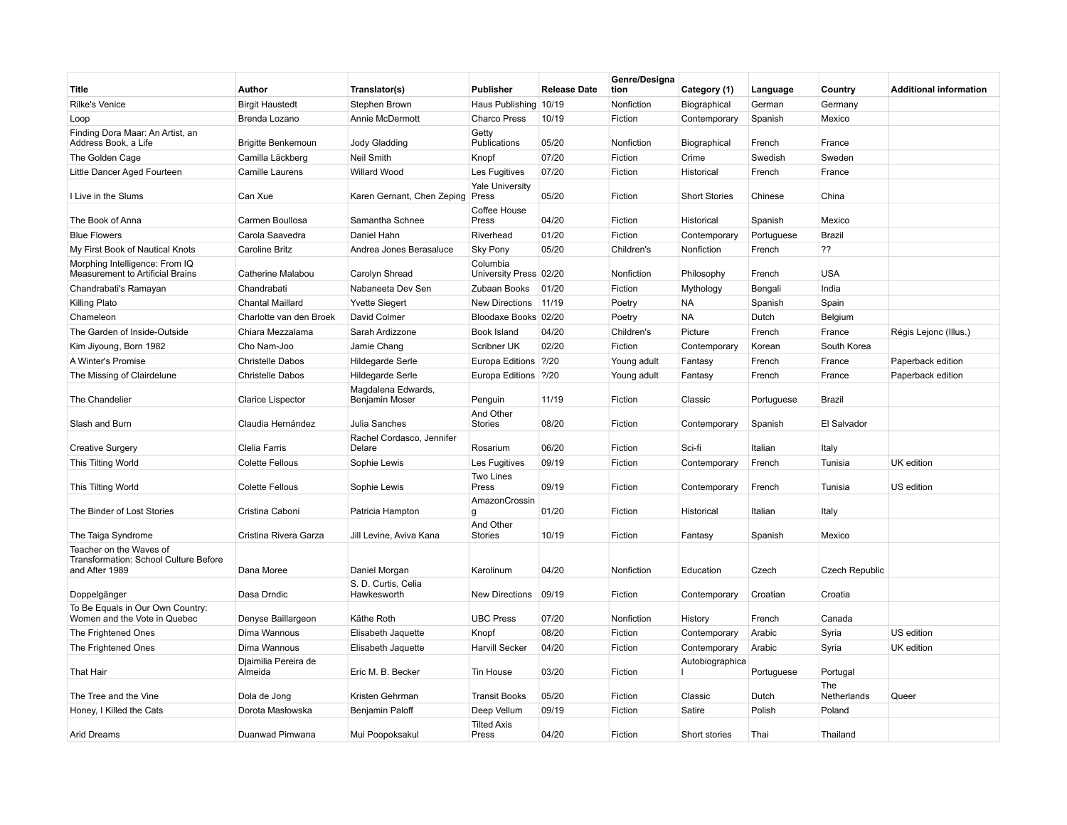| Title | Author | Translator(s) | Publisher | Release Date | Genre/Designation | Category (1) | Language | Country | Additional information |
|---|---|---|---|---|---|---|---|---|---|
| Rilke's Venice | Birgit Haustedt | Stephen Brown | Haus Publishing | 10/19 | Nonfiction | Biographical | German | Germany | |
| Loop | Brenda Lozano | Annie McDermott | Charco Press | 10/19 | Fiction | Contemporary | Spanish | Mexico | |
| Finding Dora Maar: An Artist, an Address Book, a Life | Brigitte Benkemoun | Jody Gladding | Getty Publications | 05/20 | Nonfiction | Biographical | French | France | |
| The Golden Cage | Camilla Läckberg | Neil Smith | Knopf | 07/20 | Fiction | Crime | Swedish | Sweden | |
| Little Dancer Aged Fourteen | Camille Laurens | Willard Wood | Les Fugitives | 07/20 | Fiction | Historical | French | France | |
| I Live in the Slums | Can Xue | Karen Gernant, Chen Zeping | Yale University Press | 05/20 | Fiction | Short Stories | Chinese | China | |
| The Book of Anna | Carmen Boullosa | Samantha Schnee | Coffee House Press | 04/20 | Fiction | Historical | Spanish | Mexico | |
| Blue Flowers | Carola Saavedra | Daniel Hahn | Riverhead | 01/20 | Fiction | Contemporary | Portuguese | Brazil | |
| My First Book of Nautical Knots | Caroline Britz | Andrea Jones Berasaluce | Sky Pony | 05/20 | Children's | Nonfiction | French | ?? | |
| Morphing Intelligence: From IQ Measurement to Artificial Brains | Catherine Malabou | Carolyn Shread | Columbia University Press | 02/20 | Nonfiction | Philosophy | French | USA | |
| Chandrabati's Ramayan | Chandrabati | Nabaneeta Dev Sen | Zubaan Books | 01/20 | Fiction | Mythology | Bengali | India | |
| Killing Plato | Chantal Maillard | Yvette Siegert | New Directions | 11/19 | Poetry | NA | Spanish | Spain | |
| Chameleon | Charlotte van den Broek | David Colmer | Bloodaxe Books | 02/20 | Poetry | NA | Dutch | Belgium | |
| The Garden of Inside-Outside | Chiara Mezzalama | Sarah Ardizzone | Book Island | 04/20 | Children's | Picture | French | France | Régis Lejonc (Illus.) |
| Kim Jiyoung, Born 1982 | Cho Nam-Joo | Jamie Chang | Scribner UK | 02/20 | Fiction | Contemporary | Korean | South Korea | |
| A Winter's Promise | Christelle Dabos | Hildegarde Serle | Europa Editions | ?/20 | Young adult | Fantasy | French | France | Paperback edition |
| The Missing of Clairdelune | Christelle Dabos | Hildegarde Serle | Europa Editions | ?/20 | Young adult | Fantasy | French | France | Paperback edition |
| The Chandelier | Clarice Lispector | Magdalena Edwards, Benjamin Moser | Penguin | 11/19 | Fiction | Classic | Portuguese | Brazil | |
| Slash and Burn | Claudia Hernández | Julia Sanches | And Other Stories | 08/20 | Fiction | Contemporary | Spanish | El Salvador | |
| Creative Surgery | Clelia Farris | Rachel Cordasco, Jennifer Delare | Rosarium | 06/20 | Fiction | Sci-fi | Italian | Italy | |
| This Tilting World | Colette Fellous | Sophie Lewis | Les Fugitives | 09/19 | Fiction | Contemporary | French | Tunisia | UK edition |
| This Tilting World | Colette Fellous | Sophie Lewis | Two Lines Press | 09/19 | Fiction | Contemporary | French | Tunisia | US edition |
| The Binder of Lost Stories | Cristina Caboni | Patricia Hampton | AmazonCrossing | 01/20 | Fiction | Historical | Italian | Italy | |
| The Taiga Syndrome | Cristina Rivera Garza | Jill Levine, Aviva Kana | And Other Stories | 10/19 | Fiction | Fantasy | Spanish | Mexico | |
| Teacher on the Waves of Transformation: School Culture Before and After 1989 | Dana Moree | Daniel Morgan | Karolinum | 04/20 | Nonfiction | Education | Czech | Czech Republic | |
| Doppelgänger | Dasa Drndic | S. D. Curtis, Celia Hawkesworth | New Directions | 09/19 | Fiction | Contemporary | Croatian | Croatia | |
| To Be Equals in Our Own Country: Women and the Vote in Quebec | Denyse Baillargeon | Käthe Roth | UBC Press | 07/20 | Nonfiction | History | French | Canada | |
| The Frightened Ones | Dima Wannous | Elisabeth Jaquette | Knopf | 08/20 | Fiction | Contemporary | Arabic | Syria | US edition |
| The Frightened Ones | Dima Wannous | Elisabeth Jaquette | Harvill Secker | 04/20 | Fiction | Contemporary | Arabic | Syria | UK edition |
| That Hair | Djaimilia Pereira de Almeida | Eric M. B. Becker | Tin House | 03/20 | Fiction | Autobiographical | Portuguese | Portugal | |
| The Tree and the Vine | Dola de Jong | Kristen Gehrman | Transit Books | 05/20 | Fiction | Classic | Dutch | The Netherlands | Queer |
| Honey, I Killed the Cats | Dorota Masłowska | Benjamin Paloff | Deep Vellum | 09/19 | Fiction | Satire | Polish | Poland | |
| Arid Dreams | Duanwad Pimwana | Mui Poopoksakul | Tilted Axis Press | 04/20 | Fiction | Short stories | Thai | Thailand | |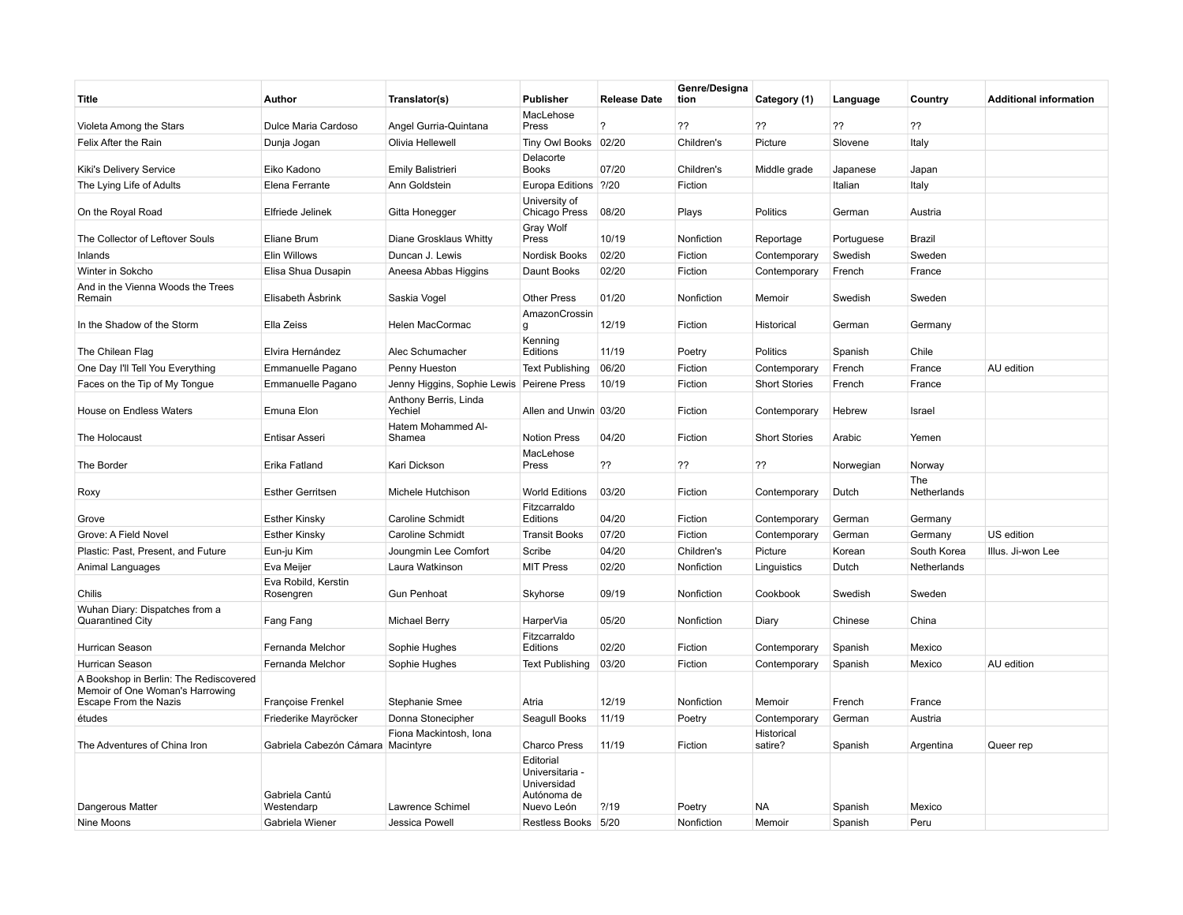| Title | Author | Translator(s) | Publisher | Release Date | Genre/Designation | Category (1) | Language | Country | Additional information |
|---|---|---|---|---|---|---|---|---|---|
| Violeta Among the Stars | Dulce Maria Cardoso | Angel Gurria-Quintana | MacLehose Press | ? | ?? | ?? | ?? | ?? | |
| Felix After the Rain | Dunja Jogan | Olivia Hellewell | Tiny Owl Books | 02/20 | Children's | Picture | Slovene | Italy | |
| Kiki's Delivery Service | Eiko Kadono | Emily Balistrieri | Delacorte Books | 07/20 | Children's | Middle grade | Japanese | Japan | |
| The Lying Life of Adults | Elena Ferrante | Ann Goldstein | Europa Editions | ?/20 | Fiction | | Italian | Italy | |
| On the Royal Road | Elfriede Jelinek | Gitta Honegger | University of Chicago Press | 08/20 | Plays | Politics | German | Austria | |
| The Collector of Leftover Souls | Eliane Brum | Diane Grosklaus Whitty | Gray Wolf Press | 10/19 | Nonfiction | Reportage | Portuguese | Brazil | |
| Inlands | Elin Willows | Duncan J. Lewis | Nordisk Books | 02/20 | Fiction | Contemporary | Swedish | Sweden | |
| Winter in Sokcho | Elisa Shua Dusapin | Aneesa Abbas Higgins | Daunt Books | 02/20 | Fiction | Contemporary | French | France | |
| And in the Vienna Woods the Trees Remain | Elisabeth Åsbrink | Saskia Vogel | Other Press | 01/20 | Nonfiction | Memoir | Swedish | Sweden | |
| In the Shadow of the Storm | Ella Zeiss | Helen MacCormac | AmazonCrossing | 12/19 | Fiction | Historical | German | Germany | |
| The Chilean Flag | Elvira Hernández | Alec Schumacher | Kenning Editions | 11/19 | Poetry | Politics | Spanish | Chile | |
| One Day I'll Tell You Everything | Emmanuelle Pagano | Penny Hueston | Text Publishing | 06/20 | Fiction | Contemporary | French | France | AU edition |
| Faces on the Tip of My Tongue | Emmanuelle Pagano | Jenny Higgins, Sophie Lewis | Peirene Press | 10/19 | Fiction | Short Stories | French | France | |
| House on Endless Waters | Emuna Elon | Anthony Berris, Linda Yechiel | Allen and Unwin | 03/20 | Fiction | Contemporary | Hebrew | Israel | |
| The Holocaust | Entisar Asseri | Hatem Mohammed Al-Shamea | Notion Press | 04/20 | Fiction | Short Stories | Arabic | Yemen | |
| The Border | Erika Fatland | Kari Dickson | MacLehose Press | ?? | ?? | ?? | Norwegian | Norway | |
| Roxy | Esther Gerritsen | Michele Hutchison | World Editions | 03/20 | Fiction | Contemporary | Dutch | The Netherlands | |
| Grove | Esther Kinsky | Caroline Schmidt | Fitzcarraldo Editions | 04/20 | Fiction | Contemporary | German | Germany | |
| Grove: A Field Novel | Esther Kinsky | Caroline Schmidt | Transit Books | 07/20 | Fiction | Contemporary | German | Germany | US edition |
| Plastic: Past, Present, and Future | Eun-ju Kim | Joungmin Lee Comfort | Scribe | 04/20 | Children's | Picture | Korean | South Korea | Illus. Ji-won Lee |
| Animal Languages | Eva Meijer | Laura Watkinson | MIT Press | 02/20 | Nonfiction | Linguistics | Dutch | Netherlands | |
| Chilis | Eva Robild, Kerstin Rosengren | Gun Penhoat | Skyhorse | 09/19 | Nonfiction | Cookbook | Swedish | Sweden | |
| Wuhan Diary: Dispatches from a Quarantined City | Fang Fang | Michael Berry | HarperVia | 05/20 | Nonfiction | Diary | Chinese | China | |
| Hurrican Season | Fernanda Melchor | Sophie Hughes | Fitzcarraldo Editions | 02/20 | Fiction | Contemporary | Spanish | Mexico | |
| Hurrican Season | Fernanda Melchor | Sophie Hughes | Text Publishing | 03/20 | Fiction | Contemporary | Spanish | Mexico | AU edition |
| A Bookshop in Berlin: The Rediscovered Memoir of One Woman's Harrowing Escape From the Nazis | Françoise Frenkel | Stephanie Smee | Atria | 12/19 | Nonfiction | Memoir | French | France | |
| études | Friederike Mayröcker | Donna Stonecipher | Seagull Books | 11/19 | Poetry | Contemporary | German | Austria | |
| The Adventures of China Iron | Gabriela Cabezón Cámara | Fiona Mackintosh, Iona Macintyre | Charco Press | 11/19 | Fiction | Historical satire? | Spanish | Argentina | Queer rep |
| Dangerous Matter | Gabriela Cantú Westendarp | Lawrence Schimel | Editorial Universitaria - Universidad Autónoma de Nuevo León | ?/19 | Poetry | NA | Spanish | Mexico | |
| Nine Moons | Gabriela Wiener | Jessica Powell | Restless Books | 5/20 | Nonfiction | Memoir | Spanish | Peru | |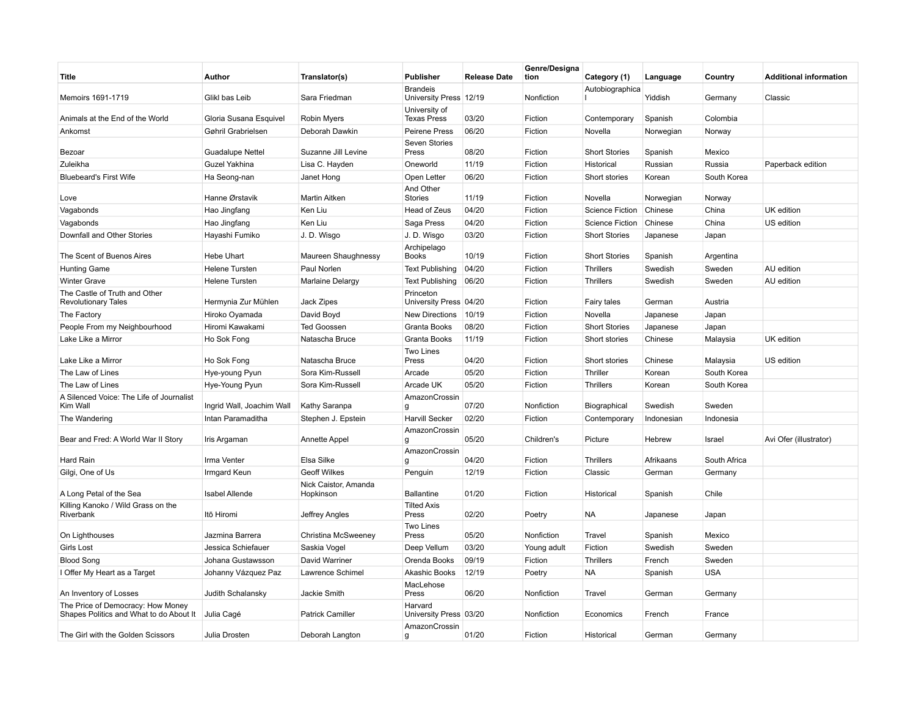| Title | Author | Translator(s) | Publisher | Release Date | Genre/Designation | Category (1) | Language | Country | Additional information |
|---|---|---|---|---|---|---|---|---|---|
| Memoirs 1691-1719 | Glikl bas Leib | Sara Friedman | Brandeis University Press | 12/19 | Nonfiction | Autobiographical | Yiddish | Germany | Classic |
| Animals at the End of the World | Gloria Susana Esquivel | Robin Myers | University of Texas Press | 03/20 | Fiction | Contemporary | Spanish | Colombia | |
| Ankomst | Gøhril Grabrielsen | Deborah Dawkin | Peirene Press | 06/20 | Fiction | Novella | Norwegian | Norway | |
| Bezoar | Guadalupe Nettel | Suzanne Jill Levine | Seven Stories Press | 08/20 | Fiction | Short Stories | Spanish | Mexico | |
| Zuleikha | Guzel Yakhina | Lisa C. Hayden | Oneworld | 11/19 | Fiction | Historical | Russian | Russia | Paperback edition |
| Bluebeard's First Wife | Ha Seong-nan | Janet Hong | Open Letter | 06/20 | Fiction | Short stories | Korean | South Korea | |
| Love | Hanne Ørstavik | Martin Aitken | And Other Stories | 11/19 | Fiction | Novella | Norwegian | Norway | |
| Vagabonds | Hao Jingfang | Ken Liu | Head of Zeus | 04/20 | Fiction | Science Fiction | Chinese | China | UK edition |
| Vagabonds | Hao Jingfang | Ken Liu | Saga Press | 04/20 | Fiction | Science Fiction | Chinese | China | US edition |
| Downfall and Other Stories | Hayashi Fumiko | J. D. Wisgo | J. D. Wisgo | 03/20 | Fiction | Short Stories | Japanese | Japan | |
| The Scent of Buenos Aires | Hebe Uhart | Maureen Shaughnessy | Archipelago Books | 10/19 | Fiction | Short Stories | Spanish | Argentina | |
| Hunting Game | Helene Tursten | Paul Norlen | Text Publishing | 04/20 | Fiction | Thrillers | Swedish | Sweden | AU edition |
| Winter Grave | Helene Tursten | Marlaine Delargy | Text Publishing | 06/20 | Fiction | Thrillers | Swedish | Sweden | AU edition |
| The Castle of Truth and Other Revolutionary Tales | Hermynia Zur Mühlen | Jack Zipes | Princeton University Press | 04/20 | Fiction | Fairy tales | German | Austria | |
| The Factory | Hiroko Oyamada | David Boyd | New Directions | 10/19 | Fiction | Novella | Japanese | Japan | |
| People From my Neighbourhood | Hiromi Kawakami | Ted Goossen | Granta Books | 08/20 | Fiction | Short Stories | Japanese | Japan | |
| Lake Like a Mirror | Ho Sok Fong | Natascha Bruce | Granta Books | 11/19 | Fiction | Short stories | Chinese | Malaysia | UK edition |
| Lake Like a Mirror | Ho Sok Fong | Natascha Bruce | Two Lines Press | 04/20 | Fiction | Short stories | Chinese | Malaysia | US edition |
| The Law of Lines | Hye-young Pyun | Sora Kim-Russell | Arcade | 05/20 | Fiction | Thriller | Korean | South Korea | |
| The Law of Lines | Hye-Young Pyun | Sora Kim-Russell | Arcade UK | 05/20 | Fiction | Thrillers | Korean | South Korea | |
| A Silenced Voice: The Life of Journalist Kim Wall | Ingrid Wall, Joachim Wall | Kathy Saranpa | AmazonCrossing | 07/20 | Nonfiction | Biographical | Swedish | Sweden | |
| The Wandering | Intan Paramaditha | Stephen J. Epstein | Harvill Secker | 02/20 | Fiction | Contemporary | Indonesian | Indonesia | |
| Bear and Fred: A World War II Story | Iris Argaman | Annette Appel | AmazonCrossing | 05/20 | Children's | Picture | Hebrew | Israel | Avi Ofer (illustrator) |
| Hard Rain | Irma Venter | Elsa Silke | AmazonCrossing | 04/20 | Fiction | Thrillers | Afrikaans | South Africa | |
| Gilgi, One of Us | Irmgard Keun | Geoff Wilkes | Penguin | 12/19 | Fiction | Classic | German | Germany | |
| A Long Petal of the Sea | Isabel Allende | Nick Caistor, Amanda Hopkinson | Ballantine | 01/20 | Fiction | Historical | Spanish | Chile | |
| Killing Kanoko / Wild Grass on the Riverbank | Itō Hiromi | Jeffrey Angles | Tilted Axis Press | 02/20 | Poetry | NA | Japanese | Japan | |
| On Lighthouses | Jazmina Barrera | Christina McSweeney | Two Lines Press | 05/20 | Nonfiction | Travel | Spanish | Mexico | |
| Girls Lost | Jessica Schiefauer | Saskia Vogel | Deep Vellum | 03/20 | Young adult | Fiction | Swedish | Sweden | |
| Blood Song | Johana Gustawsson | David Warriner | Orenda Books | 09/19 | Fiction | Thrillers | French | Sweden | |
| I Offer My Heart as a Target | Johanny Vázquez Paz | Lawrence Schimel | Akashic Books | 12/19 | Poetry | NA | Spanish | USA | |
| An Inventory of Losses | Judith Schalansky | Jackie Smith | MacLehose Press | 06/20 | Nonfiction | Travel | German | Germany | |
| The Price of Democracy: How Money Shapes Politics and What to do About It | Julia Cagé | Patrick Camiller | Harvard University Press | 03/20 | Nonfiction | Economics | French | France | |
| The Girl with the Golden Scissors | Julia Drosten | Deborah Langton | AmazonCrossing | 01/20 | Fiction | Historical | German | Germany | |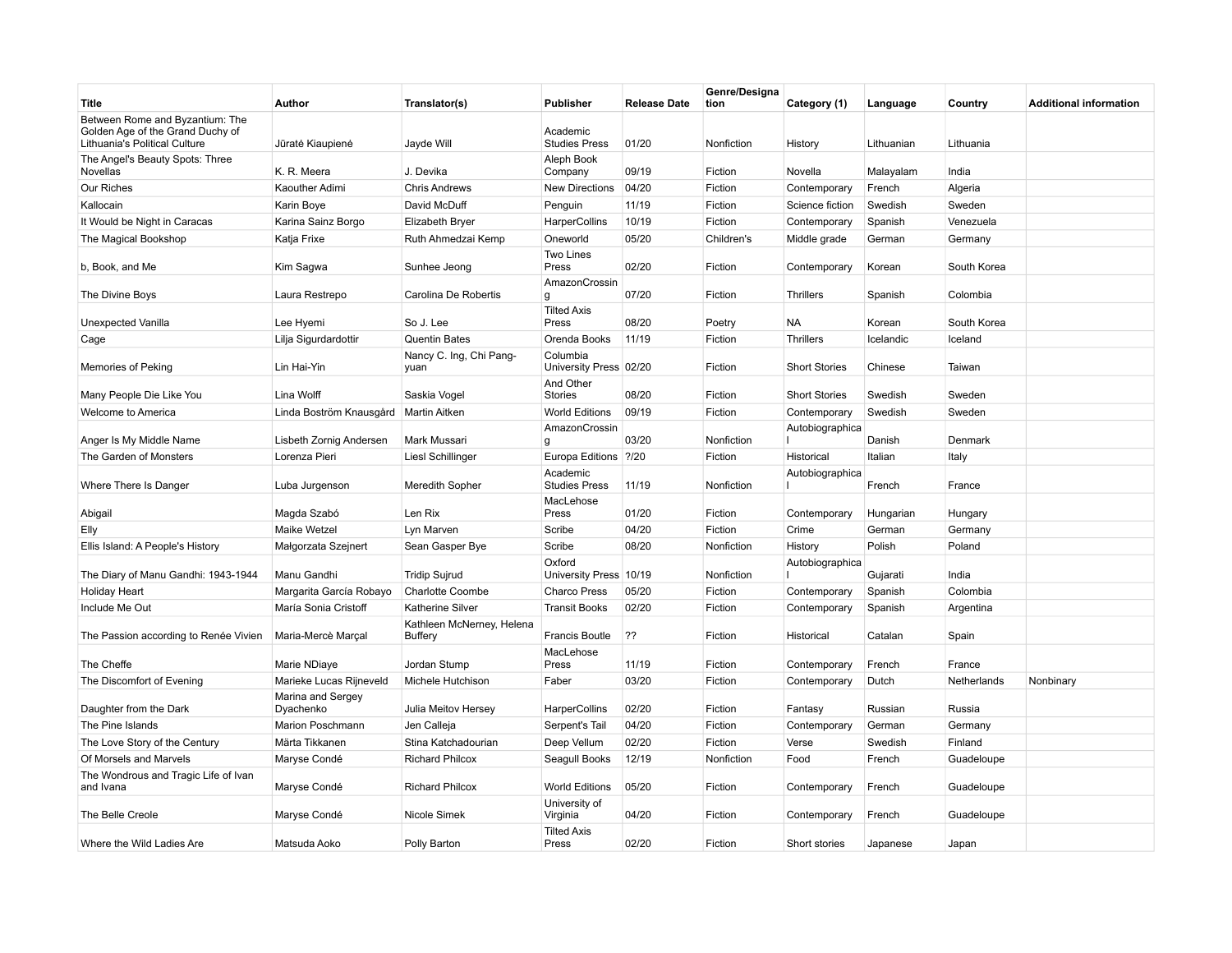| Title | Author | Translator(s) | Publisher | Release Date | Genre/Designation | Category (1) | Language | Country | Additional information |
|---|---|---|---|---|---|---|---|---|---|
| Between Rome and Byzantium: The Golden Age of the Grand Duchy of Lithuania's Political Culture | Jūratė Kiaupienė | Jayde Will | Academic Studies Press | 01/20 | Nonfiction | History | Lithuanian | Lithuania | |
| The Angel's Beauty Spots: Three Novellas | K. R. Meera | J. Devika | Aleph Book Company | 09/19 | Fiction | Novella | Malayalam | India | |
| Our Riches | Kaouther Adimi | Chris Andrews | New Directions | 04/20 | Fiction | Contemporary | French | Algeria | |
| Kallocain | Karin Boye | David McDuff | Penguin | 11/19 | Fiction | Science fiction | Swedish | Sweden | |
| It Would be Night in Caracas | Karina Sainz Borgo | Elizabeth Bryer | HarperCollins | 10/19 | Fiction | Contemporary | Spanish | Venezuela | |
| The Magical Bookshop | Katja Frixe | Ruth Ahmedzai Kemp | Oneworld | 05/20 | Children's | Middle grade | German | Germany | |
| b, Book, and Me | Kim Sagwa | Sunhee Jeong | Two Lines Press | 02/20 | Fiction | Contemporary | Korean | South Korea | |
| The Divine Boys | Laura Restrepo | Carolina De Robertis | AmazonCrossing | 07/20 | Fiction | Thrillers | Spanish | Colombia | |
| Unexpected Vanilla | Lee Hyemi | So J. Lee | Tilted Axis Press | 08/20 | Poetry | NA | Korean | South Korea | |
| Cage | Lilja Sigurdardottir | Quentin Bates | Orenda Books | 11/19 | Fiction | Thrillers | Icelandic | Iceland | |
| Memories of Peking | Lin Hai-Yin | Nancy C. Ing, Chi Pang-yuan | Columbia University Press | 02/20 | Fiction | Short Stories | Chinese | Taiwan | |
| Many People Die Like You | Lina Wolff | Saskia Vogel | And Other Stories | 08/20 | Fiction | Short Stories | Swedish | Sweden | |
| Welcome to America | Linda Boström Knausgård | Martin Aitken | World Editions | 09/19 | Fiction | Contemporary | Swedish | Sweden | |
| Anger Is My Middle Name | Lisbeth Zornig Andersen | Mark Mussari | AmazonCrossing | 03/20 | Nonfiction | Autobiographical | Danish | Denmark | |
| The Garden of Monsters | Lorenza Pieri | Liesl Schillinger | Europa Editions | ?/20 | Fiction | Historical | Italian | Italy | |
| Where There Is Danger | Luba Jurgenson | Meredith Sopher | Academic Studies Press | 11/19 | Nonfiction | Autobiographical | French | France | |
| Abigail | Magda Szabó | Len Rix | MacLehose Press | 01/20 | Fiction | Contemporary | Hungarian | Hungary | |
| Elly | Maike Wetzel | Lyn Marven | Scribe | 04/20 | Fiction | Crime | German | Germany | |
| Ellis Island: A People's History | Małgorzata Szejnert | Sean Gasper Bye | Scribe | 08/20 | Nonfiction | History | Polish | Poland | |
| The Diary of Manu Gandhi: 1943-1944 | Manu Gandhi | Tridip Sujrud | Oxford University Press | 10/19 | Nonfiction | Autobiographical | Gujarati | India | |
| Holiday Heart | Margarita García Robayo | Charlotte Coombe | Charco Press | 05/20 | Fiction | Contemporary | Spanish | Colombia | |
| Include Me Out | María Sonia Cristoff | Katherine Silver | Transit Books | 02/20 | Fiction | Contemporary | Spanish | Argentina | |
| The Passion according to Renée Vivien | Maria-Mercè Marçal | Kathleen McNerney, Helena Buffery | Francis Boutle | ?? | Fiction | Historical | Catalan | Spain | |
| The Cheffe | Marie NDiaye | Jordan Stump | MacLehose Press | 11/19 | Fiction | Contemporary | French | France | |
| The Discomfort of Evening | Marieke Lucas Rijneveld | Michele Hutchison | Faber | 03/20 | Fiction | Contemporary | Dutch | Netherlands | Nonbinary |
| Daughter from the Dark | Marina and Sergey Dyachenko | Julia Meitov Hersey | HarperCollins | 02/20 | Fiction | Fantasy | Russian | Russia | |
| The Pine Islands | Marion Poschmann | Jen Calleja | Serpent's Tail | 04/20 | Fiction | Contemporary | German | Germany | |
| The Love Story of the Century | Märta Tikkanen | Stina Katchadourian | Deep Vellum | 02/20 | Fiction | Verse | Swedish | Finland | |
| Of Morsels and Marvels | Maryse Condé | Richard Philcox | Seagull Books | 12/19 | Nonfiction | Food | French | Guadeloupe | |
| The Wondrous and Tragic Life of Ivan and Ivana | Maryse Condé | Richard Philcox | World Editions | 05/20 | Fiction | Contemporary | French | Guadeloupe | |
| The Belle Creole | Maryse Condé | Nicole Simek | University of Virginia | 04/20 | Fiction | Contemporary | French | Guadeloupe | |
| Where the Wild Ladies Are | Matsuda Aoko | Polly Barton | Tilted Axis Press | 02/20 | Fiction | Short stories | Japanese | Japan | |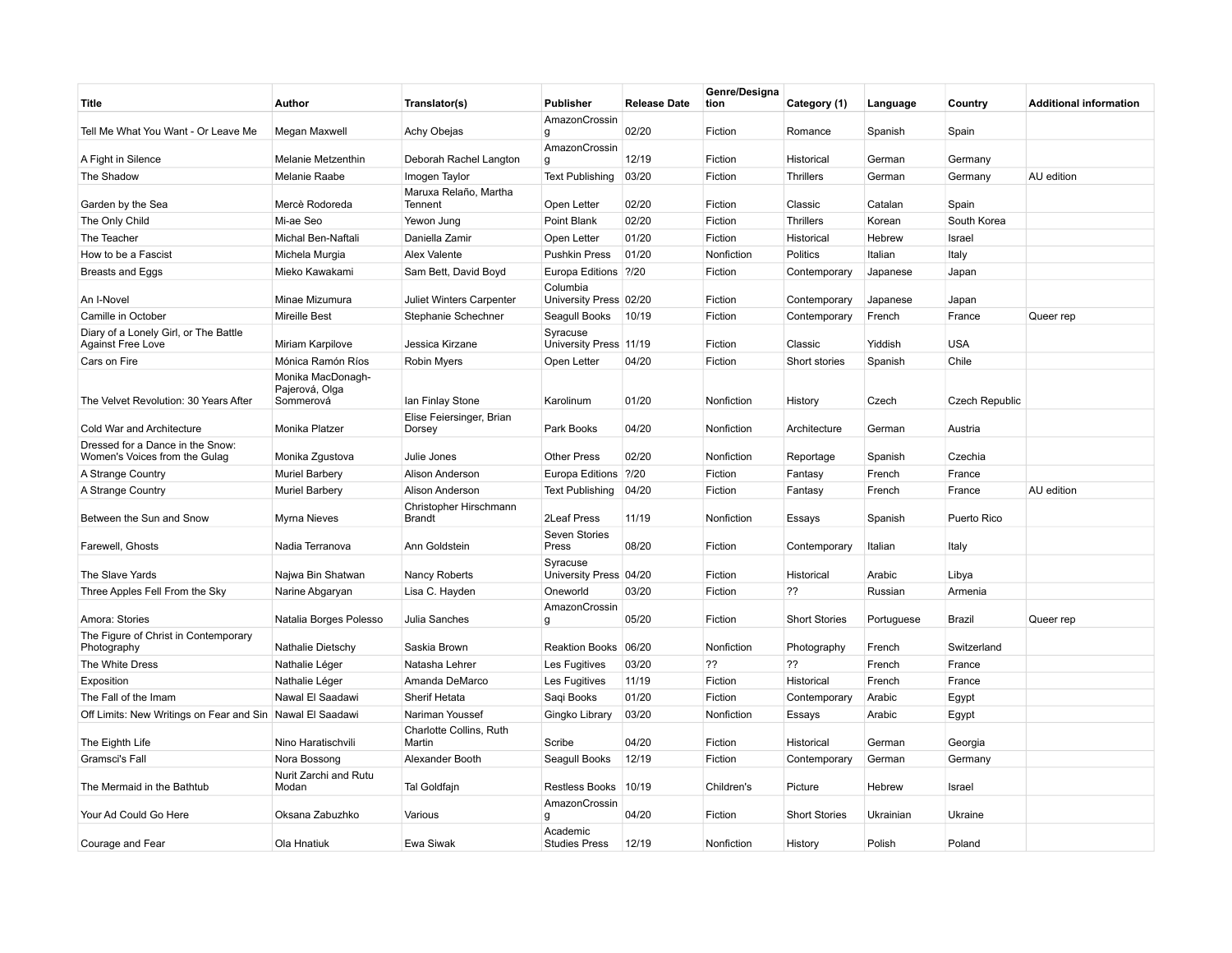| Title | Author | Translator(s) | Publisher | Release Date | Genre/Designation | Category (1) | Language | Country | Additional information |
|---|---|---|---|---|---|---|---|---|---|
| Tell Me What You Want - Or Leave Me | Megan Maxwell | Achy Obejas | AmazonCrossing | 02/20 | Fiction | Romance | Spanish | Spain | |
| A Fight in Silence | Melanie Metzenthin | Deborah Rachel Langton | AmazonCrossing | 12/19 | Fiction | Historical | German | Germany | |
| The Shadow | Melanie Raabe | Imogen Taylor | Text Publishing | 03/20 | Fiction | Thrillers | German | Germany | AU edition |
| Garden by the Sea | Mercè Rodoreda | Maruxa Relaño, Martha Tennent | Open Letter | 02/20 | Fiction | Classic | Catalan | Spain | |
| The Only Child | Mi-ae Seo | Yewon Jung | Point Blank | 02/20 | Fiction | Thrillers | Korean | South Korea | |
| The Teacher | Michal Ben-Naftali | Daniella Zamir | Open Letter | 01/20 | Fiction | Historical | Hebrew | Israel | |
| How to be a Fascist | Michela Murgia | Alex Valente | Pushkin Press | 01/20 | Nonfiction | Politics | Italian | Italy | |
| Breasts and Eggs | Mieko Kawakami | Sam Bett, David Boyd | Europa Editions | ?/20 | Fiction | Contemporary | Japanese | Japan | |
| An I-Novel | Minae Mizumura | Juliet Winters Carpenter | Columbia University Press | 02/20 | Fiction | Contemporary | Japanese | Japan | |
| Camille in October | Mireille Best | Stephanie Schechner | Seagull Books | 10/19 | Fiction | Contemporary | French | France | Queer rep |
| Diary of a Lonely Girl, or The Battle Against Free Love | Miriam Karpilove | Jessica Kirzane | Syracuse University Press | 11/19 | Fiction | Classic | Yiddish | USA | |
| Cars on Fire | Mónica Ramón Ríos | Robin Myers | Open Letter | 04/20 | Fiction | Short stories | Spanish | Chile | |
| The Velvet Revolution: 30 Years After | Monika MacDonagh-Pajerová, Olga Sommerová | Ian Finlay Stone | Karolinum | 01/20 | Nonfiction | History | Czech | Czech Republic | |
| Cold War and Architecture | Monika Platzer | Elise Feiersinger, Brian Dorsey | Park Books | 04/20 | Nonfiction | Architecture | German | Austria | |
| Dressed for a Dance in the Snow: Women's Voices from the Gulag | Monika Zgustova | Julie Jones | Other Press | 02/20 | Nonfiction | Reportage | Spanish | Czechia | |
| A Strange Country | Muriel Barbery | Alison Anderson | Europa Editions | ?/20 | Fiction | Fantasy | French | France | |
| A Strange Country | Muriel Barbery | Alison Anderson | Text Publishing | 04/20 | Fiction | Fantasy | French | France | AU edition |
| Between the Sun and Snow | Myrna Nieves | Christopher Hirschmann Brandt | 2Leaf Press | 11/19 | Nonfiction | Essays | Spanish | Puerto Rico | |
| Farewell, Ghosts | Nadia Terranova | Ann Goldstein | Seven Stories Press | 08/20 | Fiction | Contemporary | Italian | Italy | |
| The Slave Yards | Najwa Bin Shatwan | Nancy Roberts | Syracuse University Press | 04/20 | Fiction | Historical | Arabic | Libya | |
| Three Apples Fell From the Sky | Narine Abgaryan | Lisa C. Hayden | Oneworld | 03/20 | Fiction | ?? | Russian | Armenia | |
| Amora: Stories | Natalia Borges Polesso | Julia Sanches | AmazonCrossing | 05/20 | Fiction | Short Stories | Portuguese | Brazil | Queer rep |
| The Figure of Christ in Contemporary Photography | Nathalie Dietschy | Saskia Brown | Reaktion Books | 06/20 | Nonfiction | Photography | French | Switzerland | |
| The White Dress | Nathalie Léger | Natasha Lehrer | Les Fugitives | 03/20 | ?? | ?? | French | France | |
| Exposition | Nathalie Léger | Amanda DeMarco | Les Fugitives | 11/19 | Fiction | Historical | French | France | |
| The Fall of the Imam | Nawal El Saadawi | Sherif Hetata | Saqi Books | 01/20 | Fiction | Contemporary | Arabic | Egypt | |
| Off Limits: New Writings on Fear and Sin | Nawal El Saadawi | Nariman Youssef | Gingko Library | 03/20 | Nonfiction | Essays | Arabic | Egypt | |
| The Eighth Life | Nino Haratischvili | Charlotte Collins, Ruth Martin | Scribe | 04/20 | Fiction | Historical | German | Georgia | |
| Gramsci's Fall | Nora Bossong | Alexander Booth | Seagull Books | 12/19 | Fiction | Contemporary | German | Germany | |
| The Mermaid in the Bathtub | Nurit Zarchi and Rutu Modan | Tal Goldfajn | Restless Books | 10/19 | Children's | Picture | Hebrew | Israel | |
| Your Ad Could Go Here | Oksana Zabuzhko | Various | AmazonCrossing | 04/20 | Fiction | Short Stories | Ukrainian | Ukraine | |
| Courage and Fear | Ola Hnatiuk | Ewa Siwak | Academic Studies Press | 12/19 | Nonfiction | History | Polish | Poland | |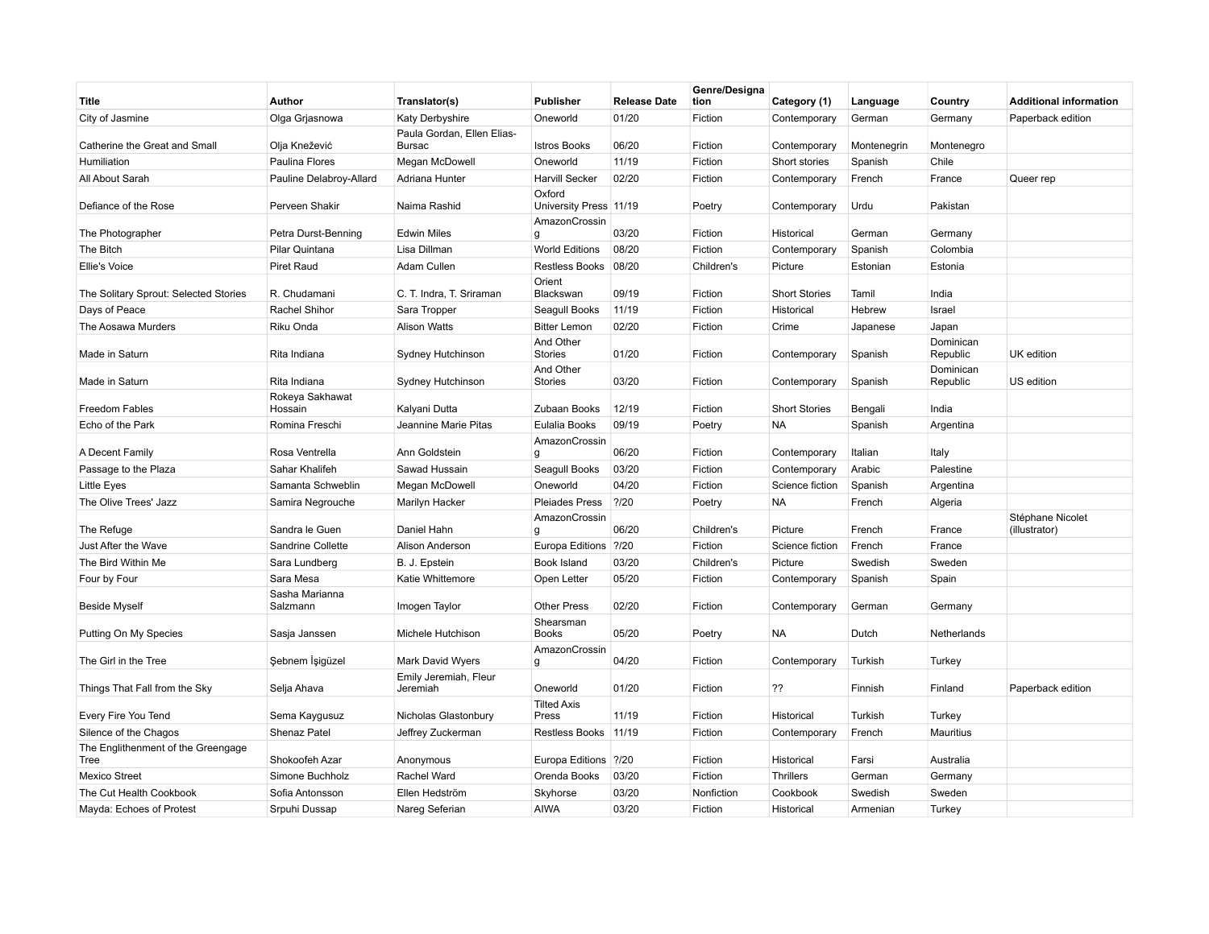| Title | Author | Translator(s) | Publisher | Release Date | Genre/Designation | Category (1) | Language | Country | Additional information |
|---|---|---|---|---|---|---|---|---|---|
| City of Jasmine | Olga Grjasnowa | Katy Derbyshire | Oneworld | 01/20 | Fiction | Contemporary | German | Germany | Paperback edition |
| Catherine the Great and Small | Olja Knežević | Paula Gordan, Ellen Elias-Bursac | Istros Books | 06/20 | Fiction | Contemporary | Montenegrin | Montenegro | |
| Humiliation | Paulina Flores | Megan McDowell | Oneworld | 11/19 | Fiction | Short stories | Spanish | Chile | |
| All About Sarah | Pauline Delabroy-Allard | Adriana Hunter | Harvill Secker | 02/20 | Fiction | Contemporary | French | France | Queer rep |
| Defiance of the Rose | Perveen Shakir | Naima Rashid | Oxford University Press | 11/19 | Poetry | Contemporary | Urdu | Pakistan | |
| The Photographer | Petra Durst-Benning | Edwin Miles | AmazonCrossing | 03/20 | Fiction | Historical | German | Germany | |
| The Bitch | Pilar Quintana | Lisa Dillman | World Editions | 08/20 | Fiction | Contemporary | Spanish | Colombia | |
| Ellie's Voice | Piret Raud | Adam Cullen | Restless Books | 08/20 | Children's | Picture | Estonian | Estonia | |
| The Solitary Sprout: Selected Stories | R. Chudamani | C. T. Indra, T. Sriraman | Orient Blackswan | 09/19 | Fiction | Short Stories | Tamil | India | |
| Days of Peace | Rachel Shihor | Sara Tropper | Seagull Books | 11/19 | Fiction | Historical | Hebrew | Israel | |
| The Aosawa Murders | Riku Onda | Alison Watts | Bitter Lemon | 02/20 | Fiction | Crime | Japanese | Japan | |
| Made in Saturn | Rita Indiana | Sydney Hutchinson | And Other Stories | 01/20 | Fiction | Contemporary | Spanish | Dominican Republic | UK edition |
| Made in Saturn | Rita Indiana | Sydney Hutchinson | And Other Stories | 03/20 | Fiction | Contemporary | Spanish | Dominican Republic | US edition |
| Freedom Fables | Rokeya Sakhawat Hossain | Kalyani Dutta | Zubaan Books | 12/19 | Fiction | Short Stories | Bengali | India | |
| Echo of the Park | Romina Freschi | Jeannine Marie Pitas | Eulalia Books | 09/19 | Poetry | NA | Spanish | Argentina | |
| A Decent Family | Rosa Ventrella | Ann Goldstein | AmazonCrossing | 06/20 | Fiction | Contemporary | Italian | Italy | |
| Passage to the Plaza | Sahar Khalifeh | Sawad Hussain | Seagull Books | 03/20 | Fiction | Contemporary | Arabic | Palestine | |
| Little Eyes | Samanta Schweblin | Megan McDowell | Oneworld | 04/20 | Fiction | Science fiction | Spanish | Argentina | |
| The Olive Trees' Jazz | Samira Negrouche | Marilyn Hacker | Pleiades Press | ?/20 | Poetry | NA | French | Algeria | |
| The Refuge | Sandra le Guen | Daniel Hahn | AmazonCrossing | 06/20 | Children's | Picture | French | France | Stéphane Nicolet (illustrator) |
| Just After the Wave | Sandrine Collette | Alison Anderson | Europa Editions | ?/20 | Fiction | Science fiction | French | France | |
| The Bird Within Me | Sara Lundberg | B. J. Epstein | Book Island | 03/20 | Children's | Picture | Swedish | Sweden | |
| Four by Four | Sara Mesa | Katie Whittemore | Open Letter | 05/20 | Fiction | Contemporary | Spanish | Spain | |
| Beside Myself | Sasha Marianna Salzmann | Imogen Taylor | Other Press | 02/20 | Fiction | Contemporary | German | Germany | |
| Putting On My Species | Sasja Janssen | Michele Hutchison | Shearsman Books | 05/20 | Poetry | NA | Dutch | Netherlands | |
| The Girl in the Tree | Şebnem İşigüzel | Mark David Wyers | AmazonCrossing | 04/20 | Fiction | Contemporary | Turkish | Turkey | |
| Things That Fall from the Sky | Selja Ahava | Emily Jeremiah, Fleur Jeremiah | Oneworld | 01/20 | Fiction | ?? | Finnish | Finland | Paperback edition |
| Every Fire You Tend | Sema Kaygusuz | Nicholas Glastonbury | Tilted Axis Press | 11/19 | Fiction | Historical | Turkish | Turkey | |
| Silence of the Chagos | Shenaz Patel | Jeffrey Zuckerman | Restless Books | 11/19 | Fiction | Contemporary | French | Mauritius | |
| The Englithenment of the Greengage Tree | Shokoofeh Azar | Anonymous | Europa Editions | ?/20 | Fiction | Historical | Farsi | Australia | |
| Mexico Street | Simone Buchholz | Rachel Ward | Orenda Books | 03/20 | Fiction | Thrillers | German | Germany | |
| The Cut Health Cookbook | Sofia Antonsson | Ellen Hedström | Skyhorse | 03/20 | Nonfiction | Cookbook | Swedish | Sweden | |
| Mayda: Echoes of Protest | Srpuhi Dussap | Nareg Seferian | AIWA | 03/20 | Fiction | Historical | Armenian | Turkey | |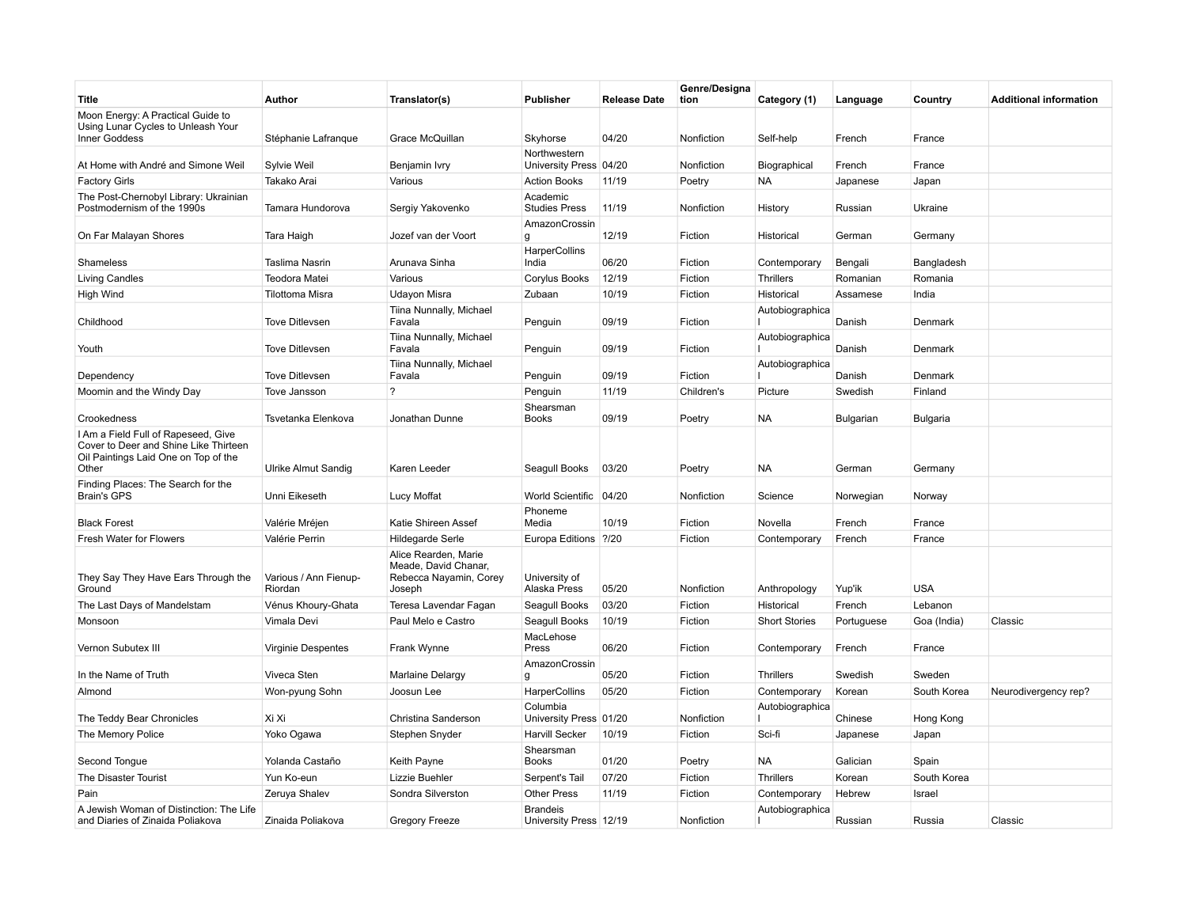| Title | Author | Translator(s) | Publisher | Release Date | Genre/Designation | Category (1) | Language | Country | Additional information |
|---|---|---|---|---|---|---|---|---|---|
| Moon Energy: A Practical Guide to Using Lunar Cycles to Unleash Your Inner Goddess | Stéphanie Lafranque | Grace McQuillan | Skyhorse | 04/20 | Nonfiction | Self-help | French | France | |
| At Home with André and Simone Weil | Sylvie Weil | Benjamin Ivry | Northwestern University Press | 04/20 | Nonfiction | Biographical | French | France | |
| Factory Girls | Takako Arai | Various | Action Books | 11/19 | Poetry | NA | Japanese | Japan | |
| The Post-Chernobyl Library: Ukrainian Postmodernism of the 1990s | Tamara Hundorova | Sergiy Yakovenko | Academic Studies Press | 11/19 | Nonfiction | History | Russian | Ukraine | |
| On Far Malayan Shores | Tara Haigh | Jozef van der Voort | AmazonCrossing | 12/19 | Fiction | Historical | German | Germany | |
| Shameless | Taslima Nasrin | Arunava Sinha | HarperCollins India | 06/20 | Fiction | Contemporary | Bengali | Bangladesh | |
| Living Candles | Teodora Matei | Various | Corylus Books | 12/19 | Fiction | Thrillers | Romanian | Romania | |
| High Wind | Tilottoma Misra | Udayon Misra | Zubaan | 10/19 | Fiction | Historical | Assamese | India | |
| Childhood | Tove Ditlevsen | Tiina Nunnally, Michael Favala | Penguin | 09/19 | Fiction | Autobiographical | Danish | Denmark | |
| Youth | Tove Ditlevsen | Tiina Nunnally, Michael Favala | Penguin | 09/19 | Fiction | Autobiographical | Danish | Denmark | |
| Dependency | Tove Ditlevsen | Tiina Nunnally, Michael Favala | Penguin | 09/19 | Fiction | Autobiographical | Danish | Denmark | |
| Moomin and the Windy Day | Tove Jansson | ? | Penguin | 11/19 | Children's | Picture | Swedish | Finland | |
| Crookedness | Tsvetanka Elenkova | Jonathan Dunne | Shearsman Books | 09/19 | Poetry | NA | Bulgarian | Bulgaria | |
| I Am a Field Full of Rapeseed, Give Cover to Deer and Shine Like Thirteen Oil Paintings Laid One on Top of the Other | Ulrike Almut Sandig | Karen Leeder | Seagull Books | 03/20 | Poetry | NA | German | Germany | |
| Finding Places: The Search for the Brain's GPS | Unni Eikeseth | Lucy Moffat | World Scientific | 04/20 | Nonfiction | Science | Norwegian | Norway | |
| Black Forest | Valérie Mréjen | Katie Shireen Assef | Phoneme Media | 10/19 | Fiction | Novella | French | France | |
| Fresh Water for Flowers | Valérie Perrin | Hildegarde Serle | Europa Editions | ?/20 | Fiction | Contemporary | French | France | |
| They Say They Have Ears Through the Ground | Various / Ann Fienup-Riordan | Alice Rearden, Marie Meade, David Chanar, Rebecca Nayamin, Corey Joseph | University of Alaska Press | 05/20 | Nonfiction | Anthropology | Yup'ik | USA | |
| The Last Days of Mandelstam | Vénus Khoury-Ghata | Teresa Lavendar Fagan | Seagull Books | 03/20 | Fiction | Historical | French | Lebanon | |
| Monsoon | Vimala Devi | Paul Melo e Castro | Seagull Books | 10/19 | Fiction | Short Stories | Portuguese | Goa (India) | Classic |
| Vernon Subutex III | Virginie Despentes | Frank Wynne | MacLehose Press | 06/20 | Fiction | Contemporary | French | France | |
| In the Name of Truth | Viveca Sten | Marlaine Delargy | AmazonCrossing | 05/20 | Fiction | Thrillers | Swedish | Sweden | |
| Almond | Won-pyung Sohn | Joosun Lee | HarperCollins | 05/20 | Fiction | Contemporary | Korean | South Korea | Neurodivergency rep? |
| The Teddy Bear Chronicles | Xi Xi | Christina Sanderson | Columbia University Press | 01/20 | Nonfiction | Autobiographical | Chinese | Hong Kong | |
| The Memory Police | Yoko Ogawa | Stephen Snyder | Harvill Secker | 10/19 | Fiction | Sci-fi | Japanese | Japan | |
| Second Tongue | Yolanda Castaño | Keith Payne | Shearsman Books | 01/20 | Poetry | NA | Galician | Spain | |
| The Disaster Tourist | Yun Ko-eun | Lizzie Buehler | Serpent's Tail | 07/20 | Fiction | Thrillers | Korean | South Korea | |
| Pain | Zeruya Shalev | Sondra Silverston | Other Press | 11/19 | Fiction | Contemporary | Hebrew | Israel | |
| A Jewish Woman of Distinction: The Life and Diaries of Zinaida Poliakova | Zinaida Poliakova | Gregory Freeze | Brandeis University Press | 12/19 | Nonfiction | Autobiographical | Russian | Russia | Classic |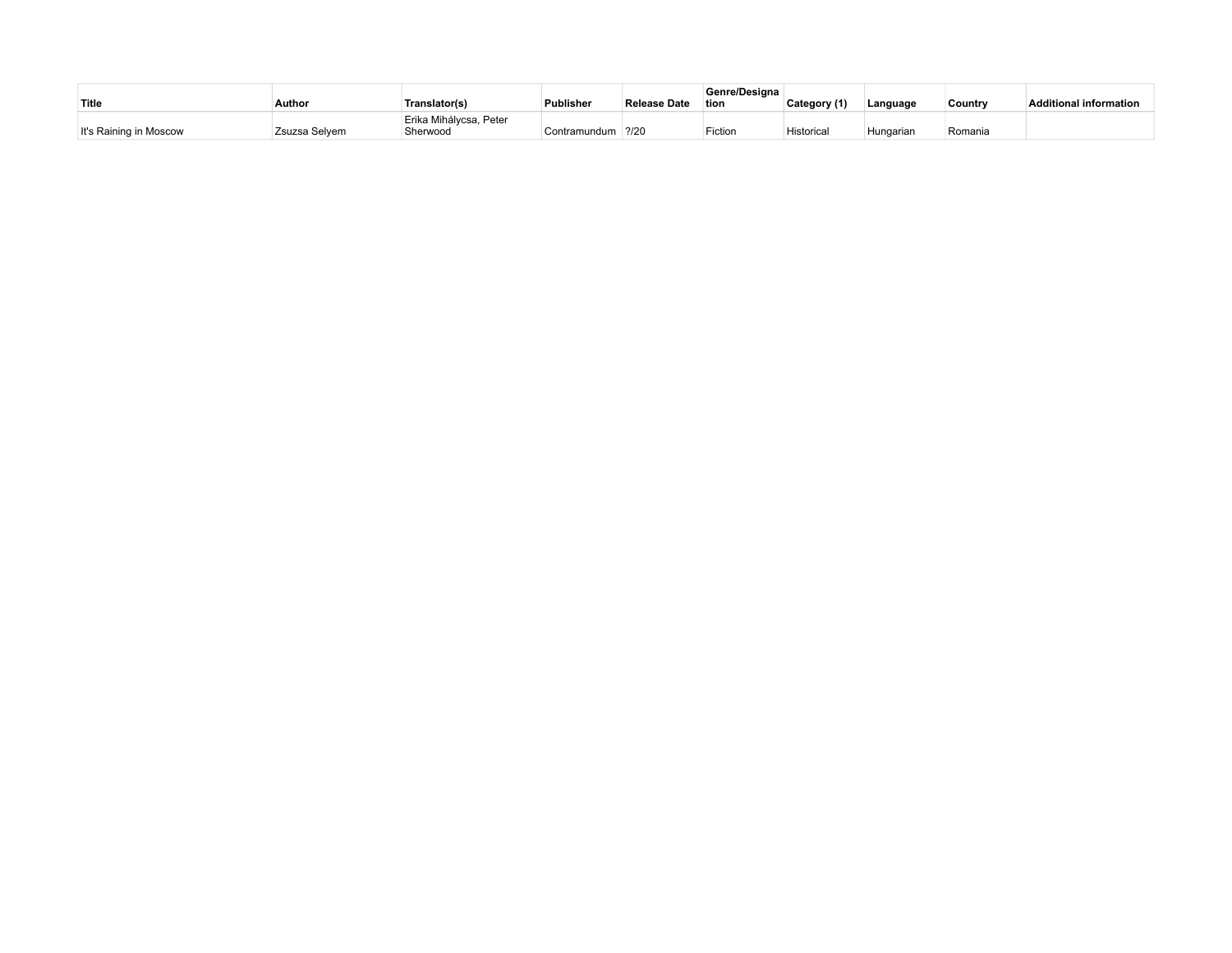| Title | Author | Translator(s) | Publisher | Release Date | Genre/Designation | Category (1) | Language | Country | Additional information |
|---|---|---|---|---|---|---|---|---|---|
| It's Raining in Moscow | Zsuzsa Selyem | Erika Mihálycsa, Peter Sherwood | Contramundum | ?/20 | Fiction | Historical | Hungarian | Romania | |